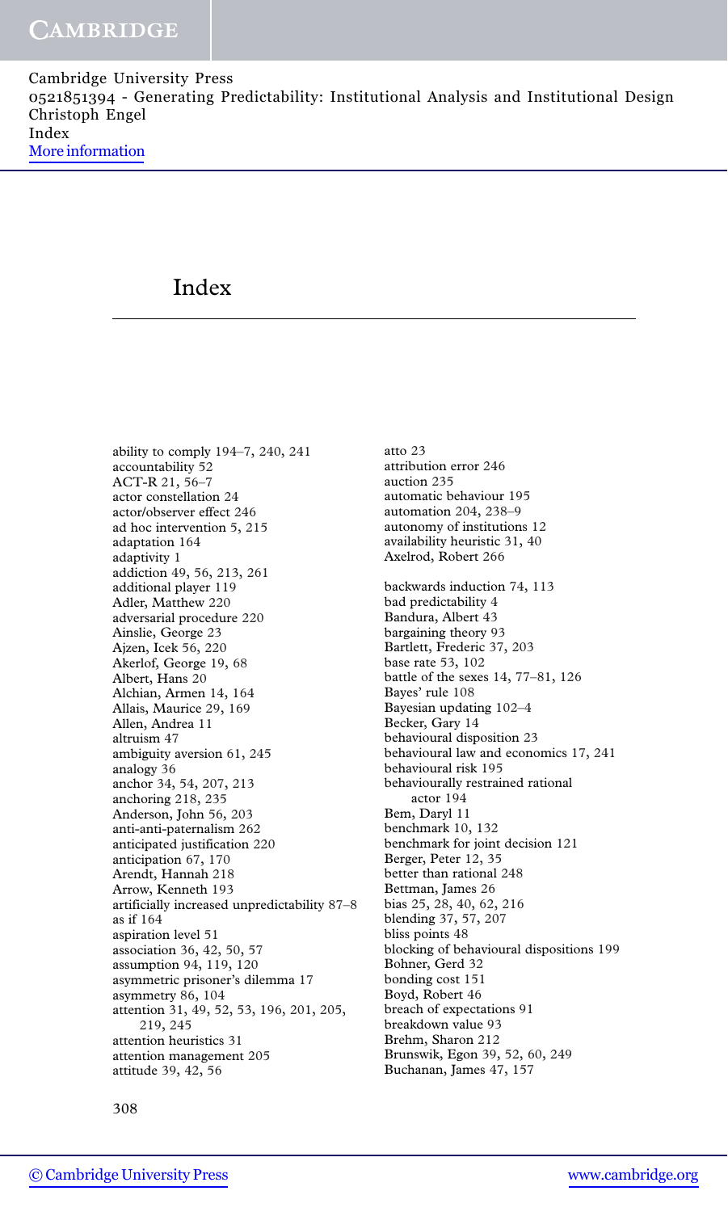# Index

ability to comply 194–7, 240, 241
accountability 52
ACT-R 21, 56–7
actor constellation 24
actor/observer effect 246
ad hoc intervention 5, 215
adaptation 164
adaptivity 1
addiction 49, 56, 213, 261
additional player 119
Adler, Matthew 220
adversarial procedure 220
Ainslie, George 23
Ajzen, Icek 56, 220
Akerlof, George 19, 68
Albert, Hans 20
Alchian, Armen 14, 164
Allais, Maurice 29, 169
Allen, Andrea 11
altruism 47
ambiguity aversion 61, 245
analogy 36
anchor 34, 54, 207, 213
anchoring 218, 235
Anderson, John 56, 203
anti-anti-paternalism 262
anticipated justification 220
anticipation 67, 170
Arendt, Hannah 218
Arrow, Kenneth 193
artificially increased unpredictability 87–8
as if 164
aspiration level 51
association 36, 42, 50, 57
assumption 94, 119, 120
asymmetric prisoner's dilemma 17
asymmetry 86, 104
attention 31, 49, 52, 53, 196, 201, 205, 219, 245
attention heuristics 31
attention management 205
attitude 39, 42, 56
atto 23
attribution error 246
auction 235
automatic behaviour 195
automation 204, 238–9
autonomy of institutions 12
availability heuristic 31, 40
Axelrod, Robert 266

backwards induction 74, 113
bad predictability 4
Bandura, Albert 43
bargaining theory 93
Bartlett, Frederic 37, 203
base rate 53, 102
battle of the sexes 14, 77–81, 126
Bayes' rule 108
Bayesian updating 102–4
Becker, Gary 14
behavioural disposition 23
behavioural law and economics 17, 241
behavioural risk 195
behaviourally restrained rational actor 194
Bem, Daryl 11
benchmark 10, 132
benchmark for joint decision 121
Berger, Peter 12, 35
better than rational 248
Bettman, James 26
bias 25, 28, 40, 62, 216
blending 37, 57, 207
bliss points 48
blocking of behavioural dispositions 199
Bohner, Gerd 32
bonding cost 151
Boyd, Robert 46
breach of expectations 91
breakdown value 93
Brehm, Sharon 212
Brunswik, Egon 39, 52, 60, 249
Buchanan, James 47, 157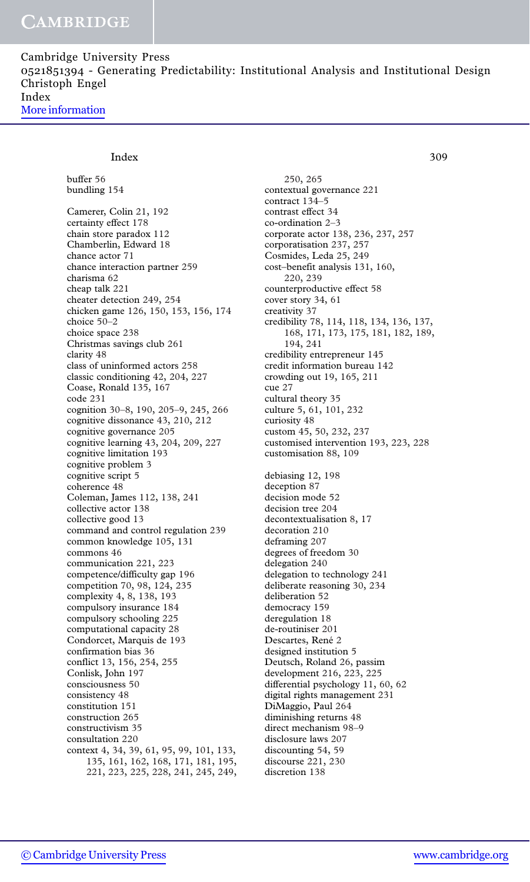buffer 56
bundling 154

Camerer, Colin 21, 192
certainty effect 178
chain store paradox 112
Chamberlin, Edward 18
chance actor 71
chance interaction partner 259
charisma 62
cheap talk 221
cheater detection 249, 254
chicken game 126, 150, 153, 156, 174
choice 50–2
choice space 238
Christmas savings club 261
clarity 48
class of uninformed actors 258
classic conditioning 42, 204, 227
Coase, Ronald 135, 167
code 231
cognition 30–8, 190, 205–9, 245, 266
cognitive dissonance 43, 210, 212
cognitive governance 205
cognitive learning 43, 204, 209, 227
cognitive limitation 193
cognitive problem 3
cognitive script 5
coherence 48
Coleman, James 112, 138, 241
collective actor 138
collective good 13
command and control regulation 239
common knowledge 105, 131
commons 46
communication 221, 223
competence/difficulty gap 196
competition 70, 98, 124, 235
complexity 4, 8, 138, 193
compulsory insurance 184
compulsory schooling 225
computational capacity 28
Condorcet, Marquis de 193
confirmation bias 36
conflict 13, 156, 254, 255
Conlisk, John 197
consciousness 50
consistency 48
constitution 151
construction 265
constructivism 35
consultation 220
context 4, 34, 39, 61, 95, 99, 101, 133, 135, 161, 162, 168, 171, 181, 195, 221, 223, 225, 228, 241, 245, 249, 250, 265
contextual governance 221
contract 134–5
contrast effect 34
co-ordination 2–3
corporate actor 138, 236, 237, 257
corporatisation 237, 257
Cosmides, Leda 25, 249
cost–benefit analysis 131, 160, 220, 239
counterproductive effect 58
cover story 34, 61
creativity 37
credibility 78, 114, 118, 134, 136, 137, 168, 171, 173, 175, 181, 182, 189, 194, 241
credibility entrepreneur 145
credit information bureau 142
crowding out 19, 165, 211
cue 27
cultural theory 35
culture 5, 61, 101, 232
curiosity 48
custom 45, 50, 232, 237
customised intervention 193, 223, 228
customisation 88, 109

debiasing 12, 198
deception 87
decision mode 52
decision tree 204
decontextualisation 8, 17
decoration 210
deframing 207
degrees of freedom 30
delegation 240
delegation to technology 241
deliberate reasoning 30, 234
deliberation 52
democracy 159
deregulation 18
de-routiniser 201
Descartes, René 2
designed institution 5
Deutsch, Roland 26, passim
development 216, 223, 225
differential psychology 11, 60, 62
digital rights management 231
DiMaggio, Paul 264
diminishing returns 48
direct mechanism 98–9
disclosure laws 207
discounting 54, 59
discourse 221, 230
discretion 138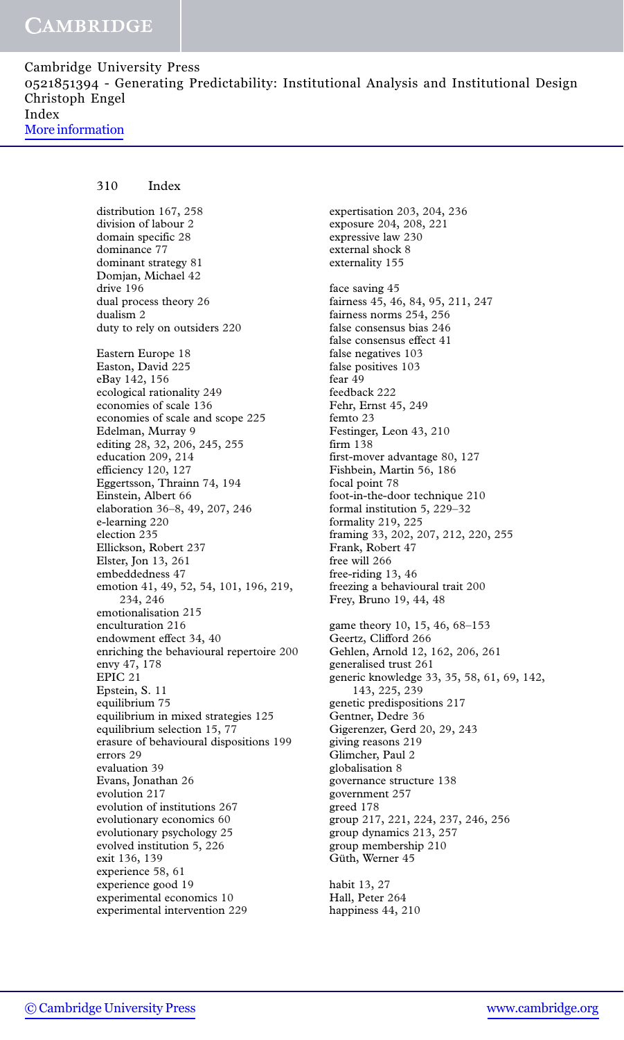distribution 167, 258
division of labour 2
domain specific 28
dominance 77
dominant strategy 81
Domjan, Michael 42
drive 196
dual process theory 26
dualism 2
duty to rely on outsiders 220

Eastern Europe 18
Easton, David 225
eBay 142, 156
ecological rationality 249
economies of scale 136
economies of scale and scope 225
Edelman, Murray 9
editing 28, 32, 206, 245, 255
education 209, 214
efficiency 120, 127
Eggertsson, Thrainn 74, 194
Einstein, Albert 66
elaboration 36–8, 49, 207, 246
e-learning 220
election 235
Ellickson, Robert 237
Elster, Jon 13, 261
embeddedness 47
emotion 41, 49, 52, 54, 101, 196, 219, 234, 246
emotionalisation 215
enculturation 216
endowment effect 34, 40
enriching the behavioural repertoire 200
envy 47, 178
EPIC 21
Epstein, S. 11
equilibrium 75
equilibrium in mixed strategies 125
equilibrium selection 15, 77
erasure of behavioural dispositions 199
errors 29
evaluation 39
Evans, Jonathan 26
evolution 217
evolution of institutions 267
evolutionary economics 60
evolutionary psychology 25
evolved institution 5, 226
exit 136, 139
experience 58, 61
experience good 19
experimental economics 10
experimental intervention 229
expertisation 203, 204, 236
exposure 204, 208, 221
expressive law 230
external shock 8
externality 155

face saving 45
fairness 45, 46, 84, 95, 211, 247
fairness norms 254, 256
false consensus bias 246
false consensus effect 41
false negatives 103
false positives 103
fear 49
feedback 222
Fehr, Ernst 45, 249
femto 23
Festinger, Leon 43, 210
firm 138
first-mover advantage 80, 127
Fishbein, Martin 56, 186
focal point 78
foot-in-the-door technique 210
formal institution 5, 229–32
formality 219, 225
framing 33, 202, 207, 212, 220, 255
Frank, Robert 47
free will 266
free-riding 13, 46
freezing a behavioural trait 200
Frey, Bruno 19, 44, 48

game theory 10, 15, 46, 68–153
Geertz, Clifford 266
Gehlen, Arnold 12, 162, 206, 261
generalised trust 261
generic knowledge 33, 35, 58, 61, 69, 142, 143, 225, 239
genetic predispositions 217
Gentner, Dedre 36
Gigerenzer, Gerd 20, 29, 243
giving reasons 219
Glimcher, Paul 2
globalisation 8
governance structure 138
government 257
greed 178
group 217, 221, 224, 237, 246, 256
group dynamics 213, 257
group membership 210
Güth, Werner 45

habit 13, 27
Hall, Peter 264
happiness 44, 210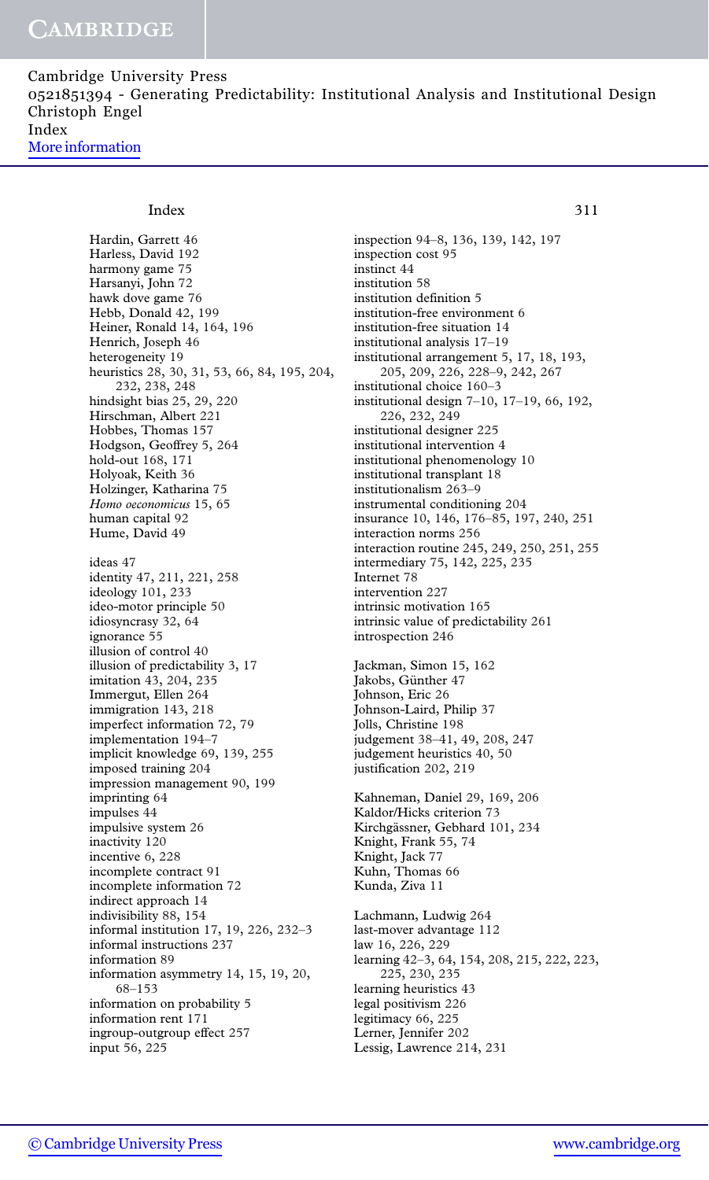Hardin, Garrett 46
Harless, David 192
harmony game 75
Harsanyi, John 72
hawk dove game 76
Hebb, Donald 42, 199
Heiner, Ronald 14, 164, 196
Henrich, Joseph 46
heterogeneity 19
heuristics 28, 30, 31, 53, 66, 84, 195, 204, 232, 238, 248
hindsight bias 25, 29, 220
Hirschman, Albert 221
Hobbes, Thomas 157
Hodgson, Geoffrey 5, 264
hold-out 168, 171
Holyoak, Keith 36
Holzinger, Katharina 75
*Homo oeconomicus* 15, 65
human capital 92
Hume, David 49

ideas 47
identity 47, 211, 221, 258
ideology 101, 233
ideo-motor principle 50
idiosyncrasy 32, 64
ignorance 55
illusion of control 40
illusion of predictability 3, 17
imitation 43, 204, 235
Immergut, Ellen 264
immigration 143, 218
imperfect information 72, 79
implementation 194–7
implicit knowledge 69, 139, 255
imposed training 204
impression management 90, 199
imprinting 64
impulses 44
impulsive system 26
inactivity 120
incentive 6, 228
incomplete contract 91
incomplete information 72
indirect approach 14
indivisibility 88, 154
informal institution 17, 19, 226, 232–3
informal instructions 237
information 89
information asymmetry 14, 15, 19, 20, 68–153
information on probability 5
information rent 171
ingroup-outgroup effect 257
input 56, 225

inspection 94–8, 136, 139, 142, 197
inspection cost 95
instinct 44
institution 58
institution definition 5
institution-free environment 6
institution-free situation 14
institutional analysis 17–19
institutional arrangement 5, 17, 18, 193, 205, 209, 226, 228–9, 242, 267
institutional choice 160–3
institutional design 7–10, 17–19, 66, 192, 226, 232, 249
institutional designer 225
institutional intervention 4
institutional phenomenology 10
institutional transplant 18
institutionalism 263–9
instrumental conditioning 204
insurance 10, 146, 176–85, 197, 240, 251
interaction norms 256
interaction routine 245, 249, 250, 251, 255
intermediary 75, 142, 225, 235
Internet 78
intervention 227
intrinsic motivation 165
intrinsic value of predictability 261
introspection 246

Jackman, Simon 15, 162
Jakobs, Günther 47
Johnson, Eric 26
Johnson-Laird, Philip 37
Jolls, Christine 198
judgement 38–41, 49, 208, 247
judgement heuristics 40, 50
justification 202, 219

Kahneman, Daniel 29, 169, 206
Kaldor/Hicks criterion 73
Kirchgässner, Gebhard 101, 234
Knight, Frank 55, 74
Knight, Jack 77
Kuhn, Thomas 66
Kunda, Ziva 11

Lachmann, Ludwig 264
last-mover advantage 112
law 16, 226, 229
learning 42–3, 64, 154, 208, 215, 222, 223, 225, 230, 235
learning heuristics 43
legal positivism 226
legitimacy 66, 225
Lerner, Jennifer 202
Lessig, Lawrence 214, 231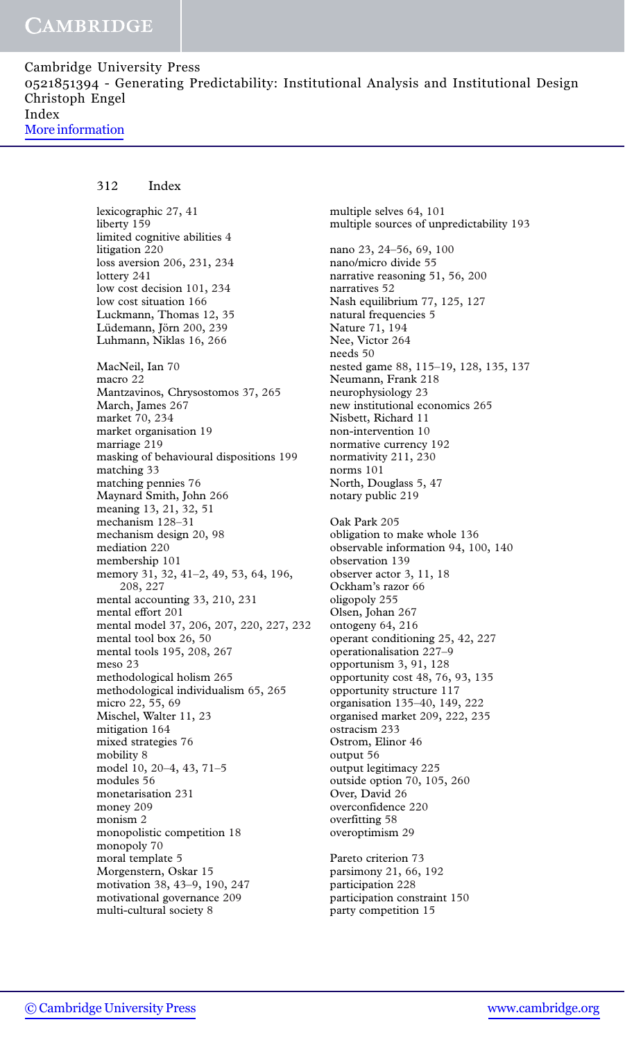lexicographic 27, 41
liberty 159
limited cognitive abilities 4
litigation 220
loss aversion 206, 231, 234
lottery 241
low cost decision 101, 234
low cost situation 166
Luckmann, Thomas 12, 35
Lüdemann, Jörn 200, 239
Luhmann, Niklas 16, 266

MacNeil, Ian 70
macro 22
Mantzavinos, Chrysostomos 37, 265
March, James 267
market 70, 234
market organisation 19
marriage 219
masking of behavioural dispositions 199
matching 33
matching pennies 76
Maynard Smith, John 266
meaning 13, 21, 32, 51
mechanism 128–31
mechanism design 20, 98
mediation 220
membership 101
memory 31, 32, 41–2, 49, 53, 64, 196, 208, 227
mental accounting 33, 210, 231
mental effort 201
mental model 37, 206, 207, 220, 227, 232
mental tool box 26, 50
mental tools 195, 208, 267
meso 23
methodological holism 265
methodological individualism 65, 265
micro 22, 55, 69
Mischel, Walter 11, 23
mitigation 164
mixed strategies 76
mobility 8
model 10, 20–4, 43, 71–5
modules 56
monetarisation 231
money 209
monism 2
monopolistic competition 18
monopoly 70
moral template 5
Morgenstern, Oskar 15
motivation 38, 43–9, 190, 247
motivational governance 209
multi-cultural society 8
multiple selves 64, 101
multiple sources of unpredictability 193

nano 23, 24–56, 69, 100
nano/micro divide 55
narrative reasoning 51, 56, 200
narratives 52
Nash equilibrium 77, 125, 127
natural frequencies 5
Nature 71, 194
Nee, Victor 264
needs 50
nested game 88, 115–19, 128, 135, 137
Neumann, Frank 218
neurophysiology 23
new institutional economics 265
Nisbett, Richard 11
non-intervention 10
normative currency 192
normativity 211, 230
norms 101
North, Douglass 5, 47
notary public 219

Oak Park 205
obligation to make whole 136
observable information 94, 100, 140
observation 139
observer actor 3, 11, 18
Ockham's razor 66
oligopoly 255
Olsen, Johan 267
ontogeny 64, 216
operant conditioning 25, 42, 227
operationalisation 227–9
opportunism 3, 91, 128
opportunity cost 48, 76, 93, 135
opportunity structure 117
organisation 135–40, 149, 222
organised market 209, 222, 235
ostracism 233
Ostrom, Elinor 46
output 56
output legitimacy 225
outside option 70, 105, 260
Over, David 26
overconfidence 220
overfitting 58
overoptimism 29

Pareto criterion 73
parsimony 21, 66, 192
participation 228
participation constraint 150
party competition 15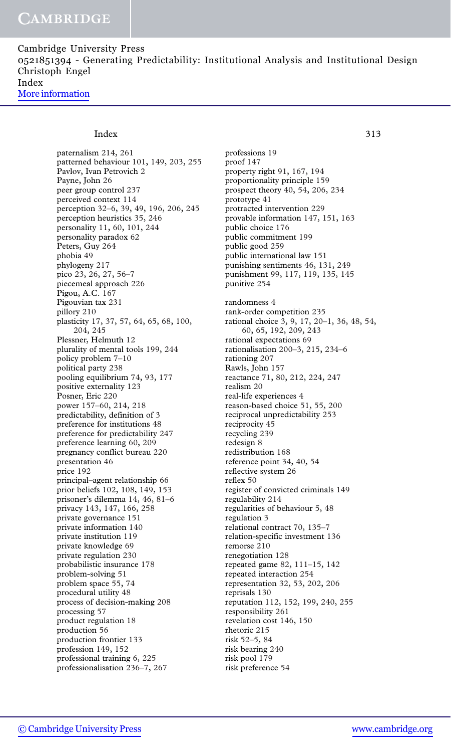# Index

paternalism 214, 261
patterned behaviour 101, 149, 203, 255
Pavlov, Ivan Petrovich 2
Payne, John 26
peer group control 237
perceived context 114
perception 32–6, 39, 49, 196, 206, 245
perception heuristics 35, 246
personality 11, 60, 101, 244
personality paradox 62
Peters, Guy 264
phobia 49
phylogeny 217
pico 23, 26, 27, 56–7
piecemeal approach 226
Pigou, A.C. 167
Pigouvian tax 231
pillory 210
plasticity 17, 37, 57, 64, 65, 68, 100, 204, 245
Plessner, Helmuth 12
plurality of mental tools 199, 244
policy problem 7–10
political party 238
pooling equilibrium 74, 93, 177
positive externality 123
Posner, Eric 220
power 157–60, 214, 218
predictability, definition of 3
preference for institutions 48
preference for predictability 247
preference learning 60, 209
pregnancy conflict bureau 220
presentation 46
price 192
principal–agent relationship 66
prior beliefs 102, 108, 149, 153
prisoner's dilemma 14, 46, 81–6
privacy 143, 147, 166, 258
private governance 151
private information 140
private institution 119
private knowledge 69
private regulation 230
probabilistic insurance 178
problem-solving 51
problem space 55, 74
procedural utility 48
process of decision-making 208
processing 57
product regulation 18
production 56
production frontier 133
profession 149, 152
professional training 6, 225
professionalisation 236–7, 267
professions 19
proof 147
property right 91, 167, 194
proportionality principle 159
prospect theory 40, 54, 206, 234
prototype 41
protracted intervention 229
provable information 147, 151, 163
public choice 176
public commitment 199
public good 259
public international law 151
punishing sentiments 46, 131, 249
punishment 99, 117, 119, 135, 145
punitive 254

randomness 4
rank-order competition 235
rational choice 3, 9, 17, 20–1, 36, 48, 54, 60, 65, 192, 209, 243
rational expectations 69
rationalisation 200–3, 215, 234–6
rationing 207
Rawls, John 157
reactance 71, 80, 212, 224, 247
realism 20
real-life experiences 4
reason-based choice 51, 55, 200
reciprocal unpredictability 253
reciprocity 45
recycling 239
redesign 8
redistribution 168
reference point 34, 40, 54
reflective system 26
reflex 50
register of convicted criminals 149
regulability 214
regularities of behaviour 5, 48
regulation 3
relational contract 70, 135–7
relation-specific investment 136
remorse 210
renegotiation 128
repeated game 82, 111–15, 142
repeated interaction 254
representation 32, 53, 202, 206
reprisals 130
reputation 112, 152, 199, 240, 255
responsibility 261
revelation cost 146, 150
rhetoric 215
risk 52–5, 84
risk bearing 240
risk pool 179
risk preference 54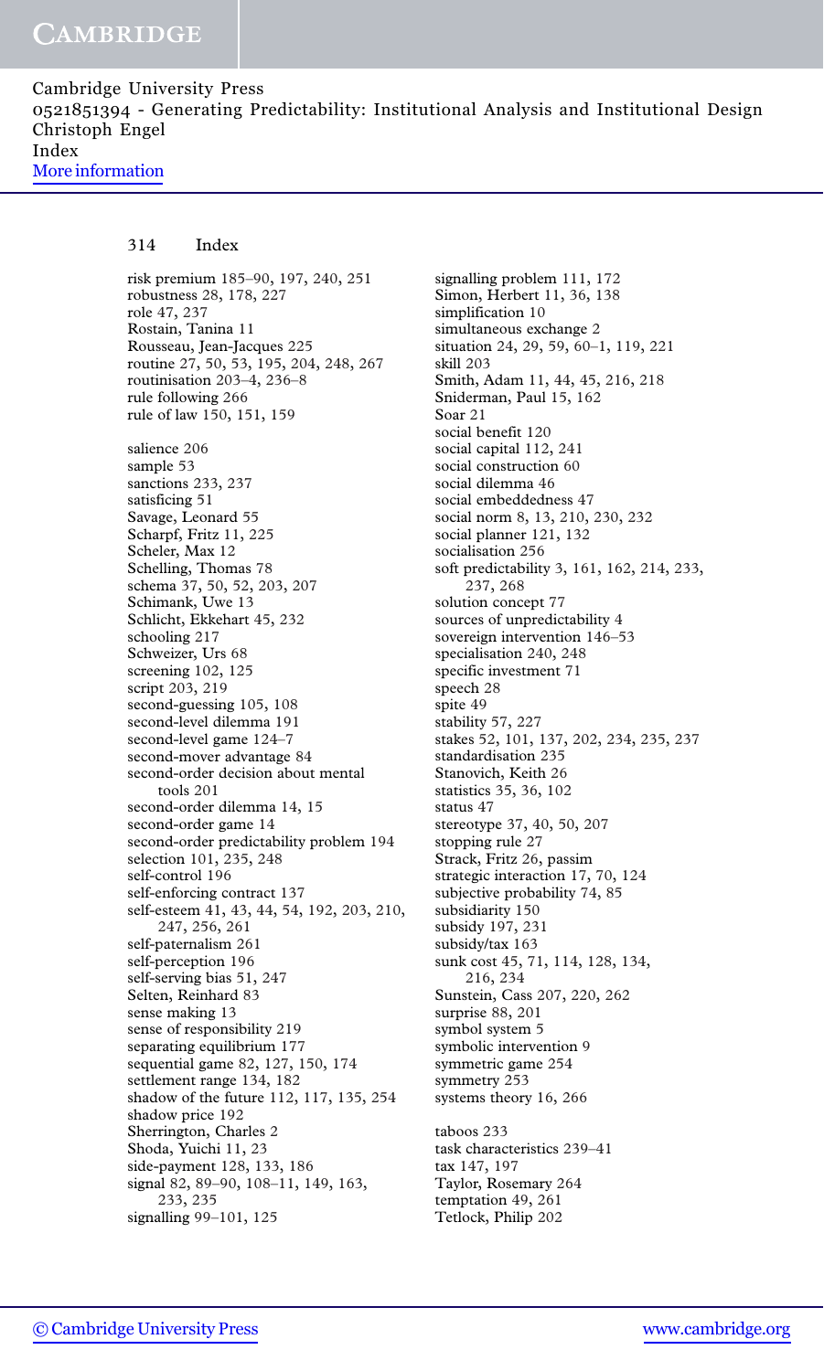risk premium 185–90, 197, 240, 251
robustness 28, 178, 227
role 47, 237
Rostain, Tanina 11
Rousseau, Jean-Jacques 225
routine 27, 50, 53, 195, 204, 248, 267
routinisation 203–4, 236–8
rule following 266
rule of law 150, 151, 159

salience 206
sample 53
sanctions 233, 237
satisficing 51
Savage, Leonard 55
Scharpf, Fritz 11, 225
Scheler, Max 12
Schelling, Thomas 78
schema 37, 50, 52, 203, 207
Schimank, Uwe 13
Schlicht, Ekkehart 45, 232
schooling 217
Schweizer, Urs 68
screening 102, 125
script 203, 219
second-guessing 105, 108
second-level dilemma 191
second-level game 124–7
second-mover advantage 84
second-order decision about mental tools 201
second-order dilemma 14, 15
second-order game 14
second-order predictability problem 194
selection 101, 235, 248
self-control 196
self-enforcing contract 137
self-esteem 41, 43, 44, 54, 192, 203, 210, 247, 256, 261
self-paternalism 261
self-perception 196
self-serving bias 51, 247
Selten, Reinhard 83
sense making 13
sense of responsibility 219
separating equilibrium 177
sequential game 82, 127, 150, 174
settlement range 134, 182
shadow of the future 112, 117, 135, 254
shadow price 192
Sherrington, Charles 2
Shoda, Yuichi 11, 23
side-payment 128, 133, 186
signal 82, 89–90, 108–11, 149, 163, 233, 235
signalling 99–101, 125
signalling problem 111, 172
Simon, Herbert 11, 36, 138
simplification 10
simultaneous exchange 2
situation 24, 29, 59, 60–1, 119, 221
skill 203
Smith, Adam 11, 44, 45, 216, 218
Sniderman, Paul 15, 162
Soar 21
social benefit 120
social capital 112, 241
social construction 60
social dilemma 46
social embeddedness 47
social norm 8, 13, 210, 230, 232
social planner 121, 132
socialisation 256
soft predictability 3, 161, 162, 214, 233, 237, 268
solution concept 77
sources of unpredictability 4
sovereign intervention 146–53
specialisation 240, 248
specific investment 71
speech 28
spite 49
stability 57, 227
stakes 52, 101, 137, 202, 234, 235, 237
standardisation 235
Stanovich, Keith 26
statistics 35, 36, 102
status 47
stereotype 37, 40, 50, 207
stopping rule 27
Strack, Fritz 26, passim
strategic interaction 17, 70, 124
subjective probability 74, 85
subsidiarity 150
subsidy 197, 231
subsidy/tax 163
sunk cost 45, 71, 114, 128, 134, 216, 234
Sunstein, Cass 207, 220, 262
surprise 88, 201
symbol system 5
symbolic intervention 9
symmetric game 254
symmetry 253
systems theory 16, 266

taboos 233
task characteristics 239–41
tax 147, 197
Taylor, Rosemary 264
temptation 49, 261
Tetlock, Philip 202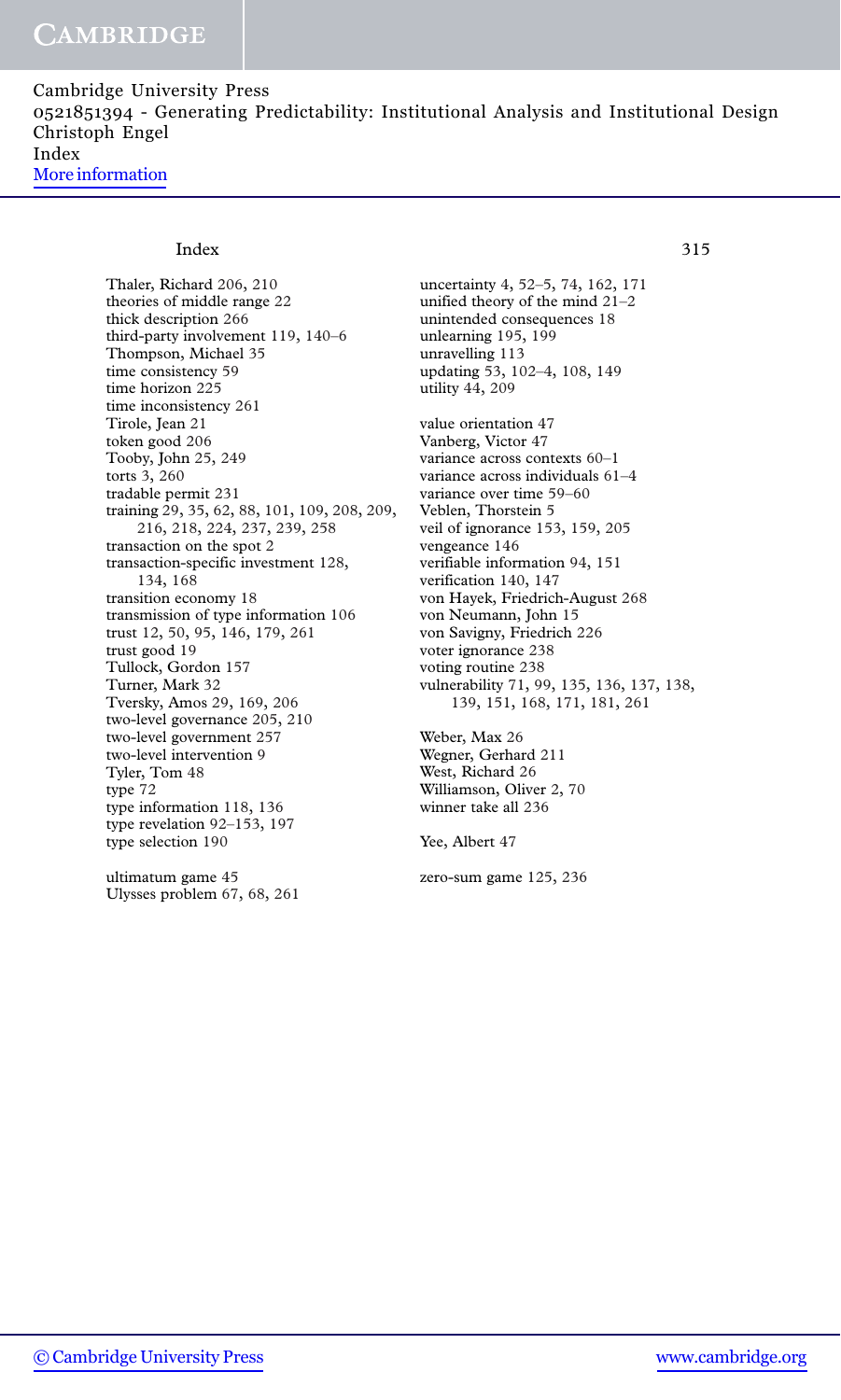Thaler, Richard 206, 210
theories of middle range 22
thick description 266
third-party involvement 119, 140–6
Thompson, Michael 35
time consistency 59
time horizon 225
time inconsistency 261
Tirole, Jean 21
token good 206
Tooby, John 25, 249
torts 3, 260
tradable permit 231
training 29, 35, 62, 88, 101, 109, 208, 209, 216, 218, 224, 237, 239, 258
transaction on the spot 2
transaction-specific investment 128, 134, 168
transition economy 18
transmission of type information 106
trust 12, 50, 95, 146, 179, 261
trust good 19
Tullock, Gordon 157
Turner, Mark 32
Tversky, Amos 29, 169, 206
two-level governance 205, 210
two-level government 257
two-level intervention 9
Tyler, Tom 48
type 72
type information 118, 136
type revelation 92–153, 197
type selection 190

ultimatum game 45
Ulysses problem 67, 68, 261
uncertainty 4, 52–5, 74, 162, 171
unified theory of the mind 21–2
unintended consequences 18
unlearning 195, 199
unravelling 113
updating 53, 102–4, 108, 149
utility 44, 209

value orientation 47
Vanberg, Victor 47
variance across contexts 60–1
variance across individuals 61–4
variance over time 59–60
Veblen, Thorstein 5
veil of ignorance 153, 159, 205
vengeance 146
verifiable information 94, 151
verification 140, 147
von Hayek, Friedrich-August 268
von Neumann, John 15
von Savigny, Friedrich 226
voter ignorance 238
voting routine 238
vulnerability 71, 99, 135, 136, 137, 138, 139, 151, 168, 171, 181, 261

Weber, Max 26
Wegner, Gerhard 211
West, Richard 26
Williamson, Oliver 2, 70
winner take all 236

Yee, Albert 47

zero-sum game 125, 236